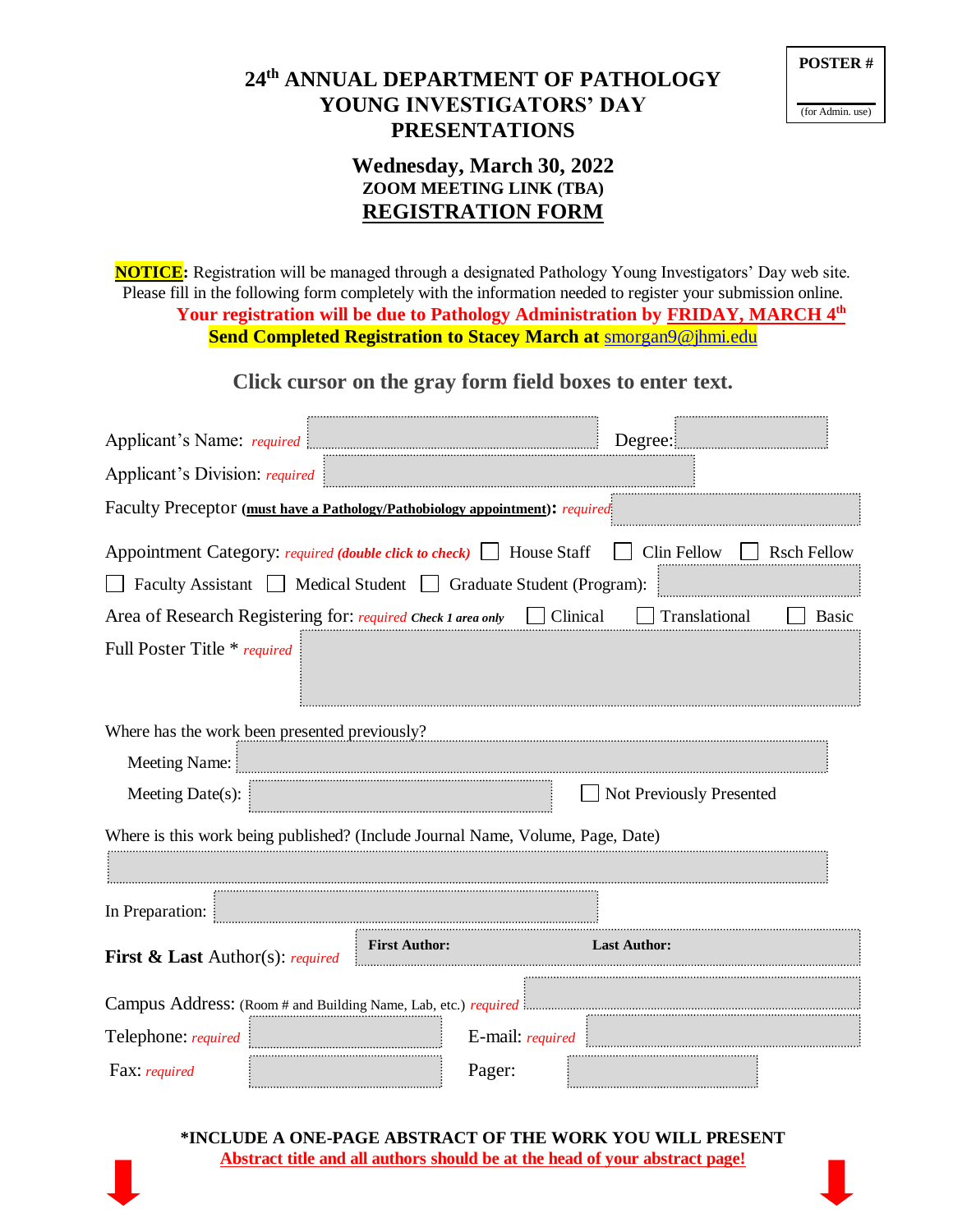POSTER #

(for Admin. use)

# 24th ANNUAL DEPARTMENT OF PATHOLOGY YOUNG INVESTIGATORS' DAY PRESENTATIONS

## Wednesday, March 30, 2022

**ZOOM MEETING LINK (TBA)**

## REGISTRATION FORM

**NOTICE:** Registration will be managed through a designated Pathology Young Investigators' Day web site. Please fill in the following form completely with the information needed to register your submission online.

**Your registration will be due to Pathology Administration by FRIDAY, MARCH 4th**

**Send Completed Registration to Stacey March at** smorgan9@jhmi.edu

**Click cursor on the gray form field boxes to enter text.**

Applicant's Name: *required* ______ Degree: ______

Applicant's Division: *required* ______

Faculty Preceptor **(must have a Pathology/Pathobiology appointment)**: *required* ______

Appointment Category: *required (double click to check)* ☐ House Staff ☐ Clin Fellow ☐ Rsch Fellow ☐ Faculty Assistant ☐ Medical Student ☐ Graduate Student (Program): ______

Area of Research Registering for: *required* ***Check 1 area only*** ☐ Clinical ☐ Translational ☐ Basic

Full Poster Title * *required* ______

Where has the work been presented previously?

Meeting Name: ______

Meeting Date(s): ______ ☐ Not Previously Presented

Where is this work being published? (Include Journal Name, Volume, Page, Date)

______

In Preparation: ______

**First & Last** Author(s): *required* **First Author:** ______ **Last Author:** ______

Campus Address: (Room # and Building Name, Lab, etc.) *required* ______

Telephone: *required* ______ E-mail: *required* ______

Fax: *required* ______ Pager: ______

**\*INCLUDE A ONE-PAGE ABSTRACT OF THE WORK YOU WILL PRESENT**

**Abstract title and all authors should be at the head of your abstract page!**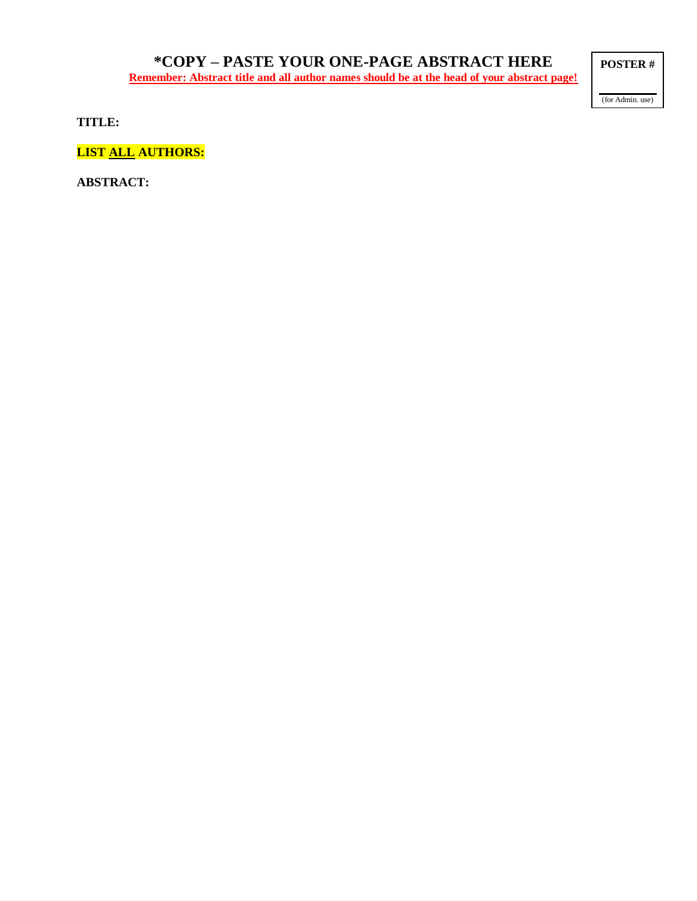# *COPY – PASTE YOUR ONE-PAGE ABSTRACT HERE

**Remember: Abstract title and all author names should be at the head of your abstract page!**

**POSTER #**

(for Admin. use)

**TITLE:**

**LIST ALL AUTHORS:**

**ABSTRACT:**